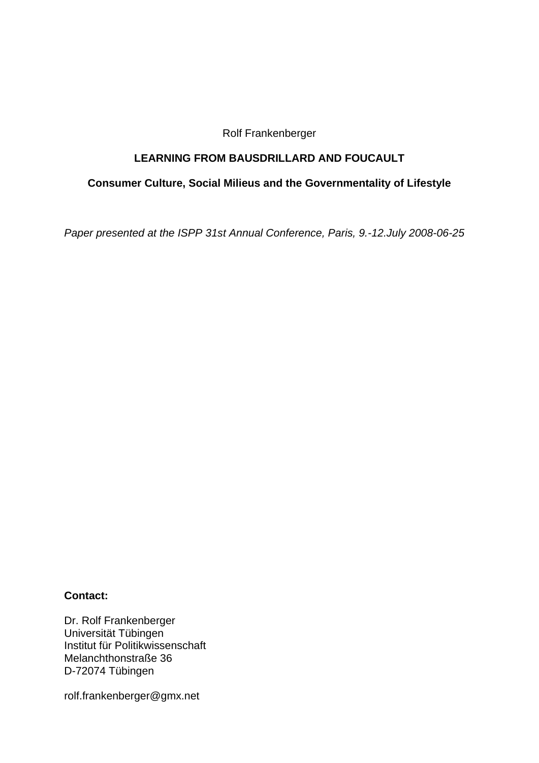Rolf Frankenberger

# LEARNING FROM BAUSDRILLARD AND FOUCAULT

## Consumer Culture, Social Milieus and the Governmentality of Lifestyle

*Paper presented at the ISPP 31st Annual Conference, Paris, 9.-12.July 2008-06-25*

**Contact:**

Dr. Rolf Frankenberger
Universität Tübingen
Institut für Politikwissenschaft
Melanchthonstraße 36
D-72074 Tübingen

rolf.frankenberger@gmx.net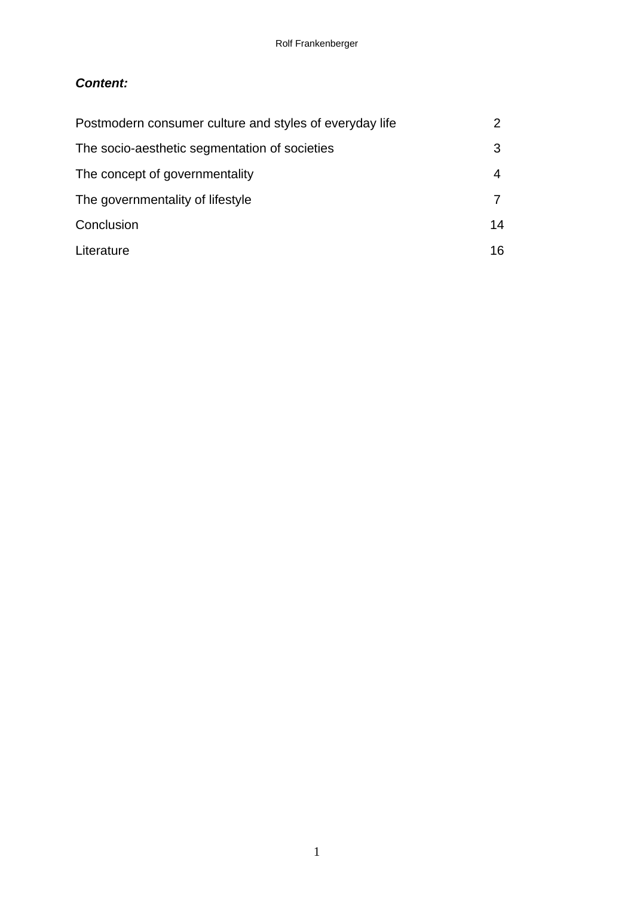***Content:***

| | |
|---|---|
| Postmodern consumer culture and styles of everyday life | 2 |
| The socio-aesthetic segmentation of societies | 3 |
| The concept of governmentality | 4 |
| The governmentality of lifestyle | 7 |
| Conclusion | 14 |
| Literature | 16 |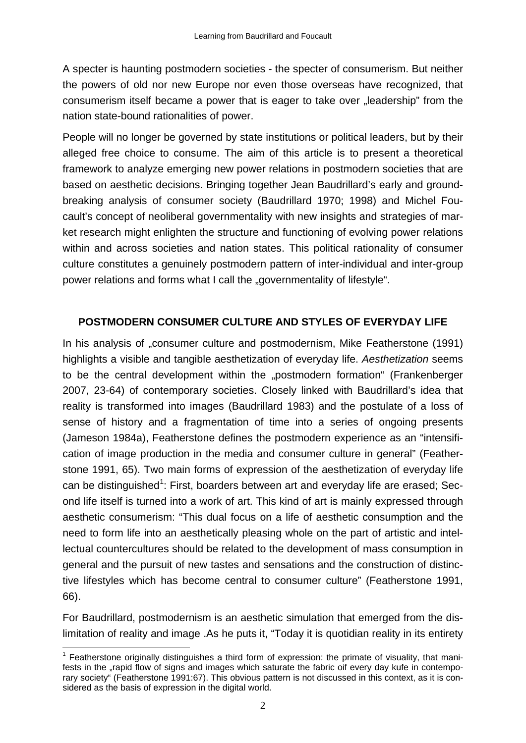A specter is haunting postmodern societies - the specter of consumerism. But neither the powers of old nor new Europe nor even those overseas have recognized, that consumerism itself became a power that is eager to take over „leadership" from the nation state-bound rationalities of power.

People will no longer be governed by state institutions or political leaders, but by their alleged free choice to consume. The aim of this article is to present a theoretical framework to analyze emerging new power relations in postmodern societies that are based on aesthetic decisions. Bringing together Jean Baudrillard's early and groundbreaking analysis of consumer society (Baudrillard 1970; 1998) and Michel Foucault's concept of neoliberal governmentality with new insights and strategies of market research might enlighten the structure and functioning of evolving power relations within and across societies and nation states. This political rationality of consumer culture constitutes a genuinely postmodern pattern of inter-individual and inter-group power relations and forms what I call the „governmentality of lifestyle".

## POSTMODERN CONSUMER CULTURE AND STYLES OF EVERYDAY LIFE

In his analysis of „consumer culture and postmodernism, Mike Featherstone (1991) highlights a visible and tangible aesthetization of everyday life. *Aesthetization* seems to be the central development within the „postmodern formation" (Frankenberger 2007, 23-64) of contemporary societies. Closely linked with Baudrillard's idea that reality is transformed into images (Baudrillard 1983) and the postulate of a loss of sense of history and a fragmentation of time into a series of ongoing presents (Jameson 1984a), Featherstone defines the postmodern experience as an "intensification of image production in the media and consumer culture in general" (Featherstone 1991, 65). Two main forms of expression of the aesthetization of everyday life can be distinguished[1]: First, boarders between art and everyday life are erased; Second life itself is turned into a work of art. This kind of art is mainly expressed through aesthetic consumerism: "This dual focus on a life of aesthetic consumption and the need to form life into an aesthetically pleasing whole on the part of artistic and intellectual countercultures should be related to the development of mass consumption in general and the pursuit of new tastes and sensations and the construction of distinctive lifestyles which has become central to consumer culture" (Featherstone 1991, 66).

For Baudrillard, postmodernism is an aesthetic simulation that emerged from the dislimitation of reality and image .As he puts it, "Today it is quotidian reality in its entirety

[1] Featherstone originally distinguishes a third form of expression: the primate of visuality, that manifests in the „rapid flow of signs and images which saturate the fabric oif every day kufe in contemporary society" (Featherstone 1991:67). This obvious pattern is not discussed in this context, as it is considered as the basis of expression in the digital world.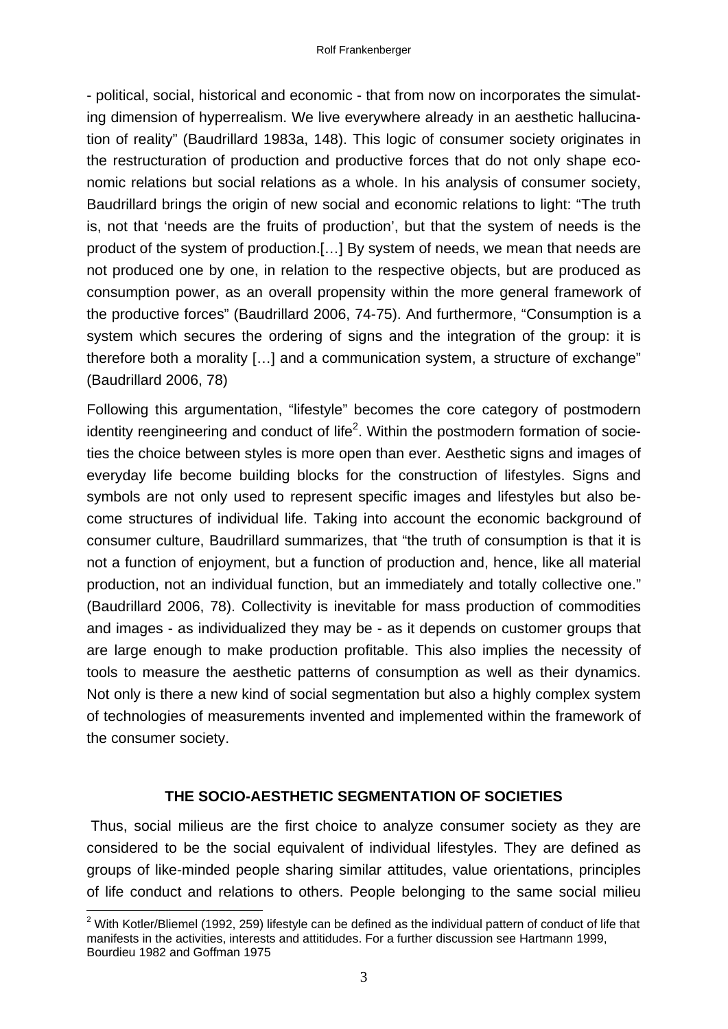- political, social, historical and economic - that from now on incorporates the simulating dimension of hyperrealism. We live everywhere already in an aesthetic hallucination of reality" (Baudrillard 1983a, 148). This logic of consumer society originates in the restructuration of production and productive forces that do not only shape economic relations but social relations as a whole. In his analysis of consumer society, Baudrillard brings the origin of new social and economic relations to light: "The truth is, not that 'needs are the fruits of production', but that the system of needs is the product of the system of production.[…] By system of needs, we mean that needs are not produced one by one, in relation to the respective objects, but are produced as consumption power, as an overall propensity within the more general framework of the productive forces" (Baudrillard 2006, 74-75). And furthermore, "Consumption is a system which secures the ordering of signs and the integration of the group: it is therefore both a morality […] and a communication system, a structure of exchange" (Baudrillard 2006, 78)

Following this argumentation, "lifestyle" becomes the core category of postmodern identity reengineering and conduct of life[2]. Within the postmodern formation of societies the choice between styles is more open than ever. Aesthetic signs and images of everyday life become building blocks for the construction of lifestyles. Signs and symbols are not only used to represent specific images and lifestyles but also become structures of individual life. Taking into account the economic background of consumer culture, Baudrillard summarizes, that "the truth of consumption is that it is not a function of enjoyment, but a function of production and, hence, like all material production, not an individual function, but an immediately and totally collective one." (Baudrillard 2006, 78). Collectivity is inevitable for mass production of commodities and images - as individualized they may be - as it depends on customer groups that are large enough to make production profitable. This also implies the necessity of tools to measure the aesthetic patterns of consumption as well as their dynamics. Not only is there a new kind of social segmentation but also a highly complex system of technologies of measurements invented and implemented within the framework of the consumer society.

## THE SOCIO-AESTHETIC SEGMENTATION OF SOCIETIES

Thus, social milieus are the first choice to analyze consumer society as they are considered to be the social equivalent of individual lifestyles. They are defined as groups of like-minded people sharing similar attitudes, value orientations, principles of life conduct and relations to others. People belonging to the same social milieu

[2] With Kotler/Bliemel (1992, 259) lifestyle can be defined as the individual pattern of conduct of life that manifests in the activities, interests and attitidudes. For a further discussion see Hartmann 1999, Bourdieu 1982 and Goffman 1975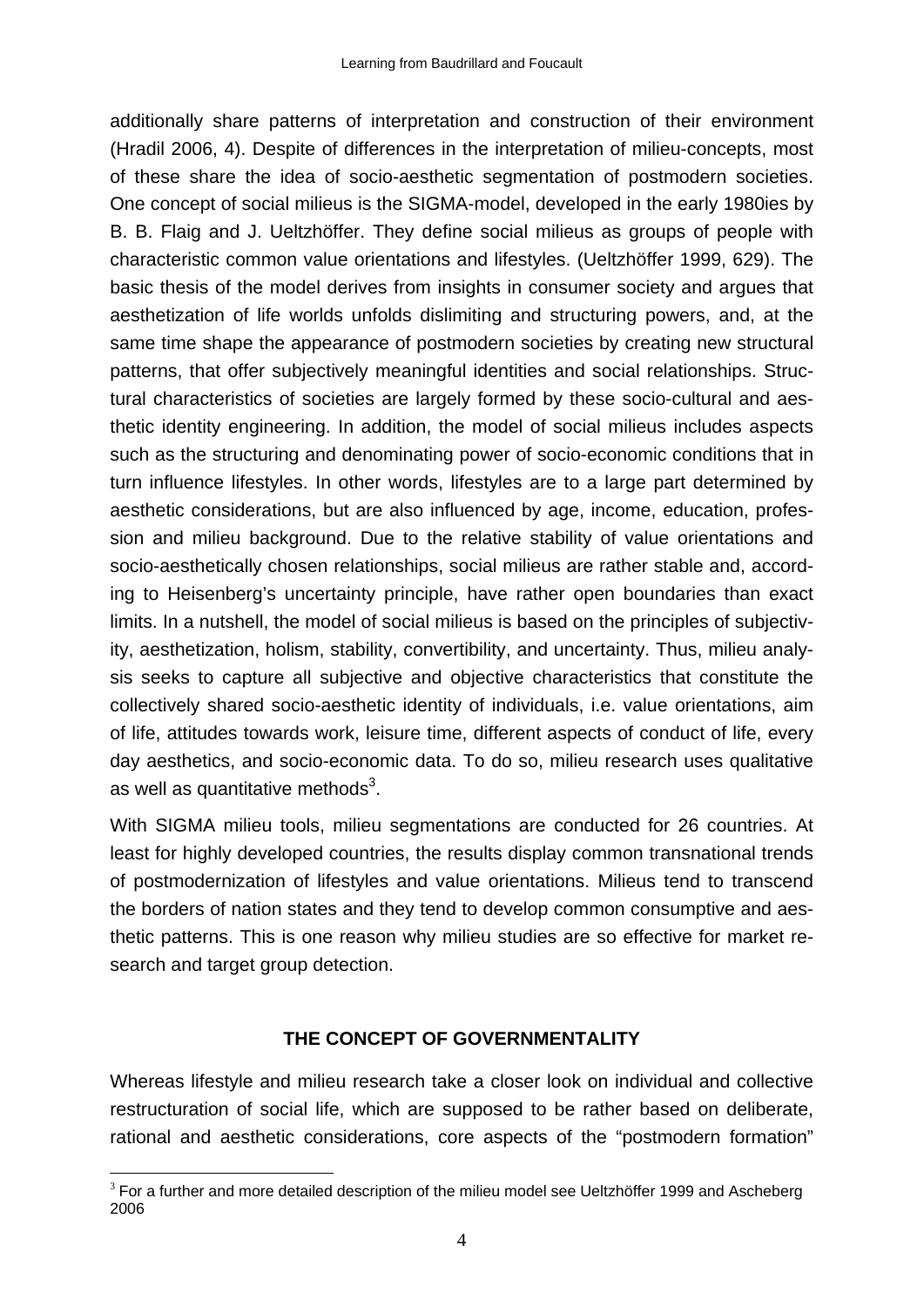additionally share patterns of interpretation and construction of their environment (Hradil 2006, 4). Despite of differences in the interpretation of milieu-concepts, most of these share the idea of socio-aesthetic segmentation of postmodern societies. One concept of social milieus is the SIGMA-model, developed in the early 1980ies by B. B. Flaig and J. Ueltzhöffer. They define social milieus as groups of people with characteristic common value orientations and lifestyles. (Ueltzhöffer 1999, 629). The basic thesis of the model derives from insights in consumer society and argues that aesthetization of life worlds unfolds dislimiting and structuring powers, and, at the same time shape the appearance of postmodern societies by creating new structural patterns, that offer subjectively meaningful identities and social relationships. Structural characteristics of societies are largely formed by these socio-cultural and aesthetic identity engineering. In addition, the model of social milieus includes aspects such as the structuring and denominating power of socio-economic conditions that in turn influence lifestyles. In other words, lifestyles are to a large part determined by aesthetic considerations, but are also influenced by age, income, education, profession and milieu background. Due to the relative stability of value orientations and socio-aesthetically chosen relationships, social milieus are rather stable and, according to Heisenberg's uncertainty principle, have rather open boundaries than exact limits. In a nutshell, the model of social milieus is based on the principles of subjectivity, aesthetization, holism, stability, convertibility, and uncertainty. Thus, milieu analysis seeks to capture all subjective and objective characteristics that constitute the collectively shared socio-aesthetic identity of individuals, i.e. value orientations, aim of life, attitudes towards work, leisure time, different aspects of conduct of life, every day aesthetics, and socio-economic data. To do so, milieu research uses qualitative as well as quantitative methods[3].

With SIGMA milieu tools, milieu segmentations are conducted for 26 countries. At least for highly developed countries, the results display common transnational trends of postmodernization of lifestyles and value orientations. Milieus tend to transcend the borders of nation states and they tend to develop common consumptive and aesthetic patterns. This is one reason why milieu studies are so effective for market research and target group detection.

## THE CONCEPT OF GOVERNMENTALITY

Whereas lifestyle and milieu research take a closer look on individual and collective restructuration of social life, which are supposed to be rather based on deliberate, rational and aesthetic considerations, core aspects of the "postmodern formation"

[3] For a further and more detailed description of the milieu model see Ueltzhöffer 1999 and Ascheberg 2006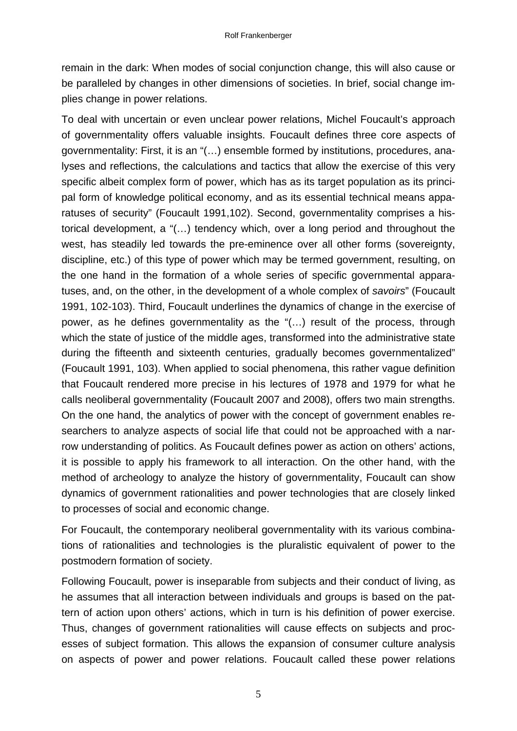remain in the dark: When modes of social conjunction change, this will also cause or be paralleled by changes in other dimensions of societies. In brief, social change implies change in power relations.

To deal with uncertain or even unclear power relations, Michel Foucault's approach of governmentality offers valuable insights. Foucault defines three core aspects of governmentality: First, it is an "(…) ensemble formed by institutions, procedures, analyses and reflections, the calculations and tactics that allow the exercise of this very specific albeit complex form of power, which has as its target population as its principal form of knowledge political economy, and as its essential technical means apparatuses of security" (Foucault 1991,102). Second, governmentality comprises a historical development, a "(…) tendency which, over a long period and throughout the west, has steadily led towards the pre-eminence over all other forms (sovereignty, discipline, etc.) of this type of power which may be termed government, resulting, on the one hand in the formation of a whole series of specific governmental apparatuses, and, on the other, in the development of a whole complex of *savoirs*" (Foucault 1991, 102-103). Third, Foucault underlines the dynamics of change in the exercise of power, as he defines governmentality as the "(…) result of the process, through which the state of justice of the middle ages, transformed into the administrative state during the fifteenth and sixteenth centuries, gradually becomes governmentalized" (Foucault 1991, 103). When applied to social phenomena, this rather vague definition that Foucault rendered more precise in his lectures of 1978 and 1979 for what he calls neoliberal governmentality (Foucault 2007 and 2008), offers two main strengths. On the one hand, the analytics of power with the concept of government enables researchers to analyze aspects of social life that could not be approached with a narrow understanding of politics. As Foucault defines power as action on others' actions, it is possible to apply his framework to all interaction. On the other hand, with the method of archeology to analyze the history of governmentality, Foucault can show dynamics of government rationalities and power technologies that are closely linked to processes of social and economic change.

For Foucault, the contemporary neoliberal governmentality with its various combinations of rationalities and technologies is the pluralistic equivalent of power to the postmodern formation of society.

Following Foucault, power is inseparable from subjects and their conduct of living, as he assumes that all interaction between individuals and groups is based on the pattern of action upon others' actions, which in turn is his definition of power exercise. Thus, changes of government rationalities will cause effects on subjects and processes of subject formation. This allows the expansion of consumer culture analysis on aspects of power and power relations. Foucault called these power relations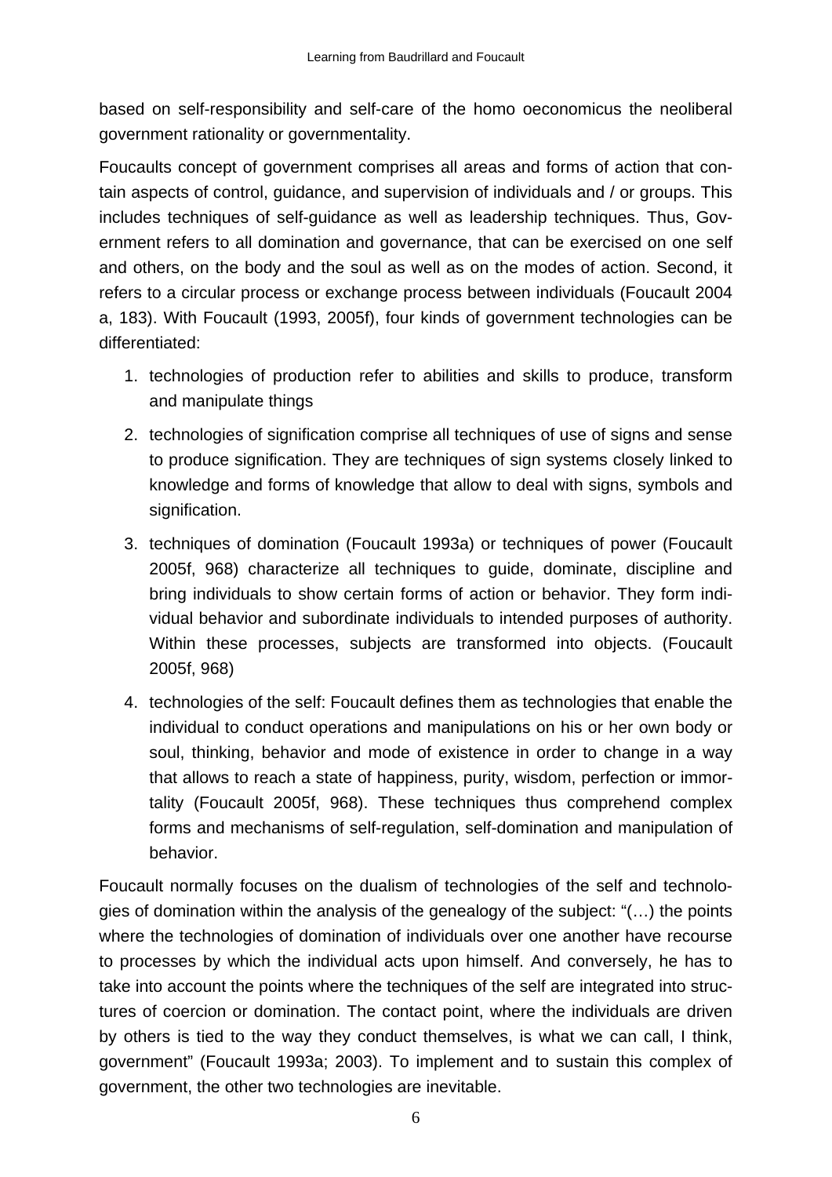based on self-responsibility and self-care of the homo oeconomicus the neoliberal government rationality or governmentality.

Foucaults concept of government comprises all areas and forms of action that contain aspects of control, guidance, and supervision of individuals and / or groups. This includes techniques of self-guidance as well as leadership techniques. Thus, Government refers to all domination and governance, that can be exercised on one self and others, on the body and the soul as well as on the modes of action. Second, it refers to a circular process or exchange process between individuals (Foucault 2004 a, 183). With Foucault (1993, 2005f), four kinds of government technologies can be differentiated:

1. technologies of production refer to abilities and skills to produce, transform and manipulate things
2. technologies of signification comprise all techniques of use of signs and sense to produce signification. They are techniques of sign systems closely linked to knowledge and forms of knowledge that allow to deal with signs, symbols and signification.
3. techniques of domination (Foucault 1993a) or techniques of power (Foucault 2005f, 968) characterize all techniques to guide, dominate, discipline and bring individuals to show certain forms of action or behavior. They form individual behavior and subordinate individuals to intended purposes of authority. Within these processes, subjects are transformed into objects. (Foucault 2005f, 968)
4. technologies of the self: Foucault defines them as technologies that enable the individual to conduct operations and manipulations on his or her own body or soul, thinking, behavior and mode of existence in order to change in a way that allows to reach a state of happiness, purity, wisdom, perfection or immortality (Foucault 2005f, 968). These techniques thus comprehend complex forms and mechanisms of self-regulation, self-domination and manipulation of behavior.

Foucault normally focuses on the dualism of technologies of the self and technologies of domination within the analysis of the genealogy of the subject: "(…) the points where the technologies of domination of individuals over one another have recourse to processes by which the individual acts upon himself. And conversely, he has to take into account the points where the techniques of the self are integrated into structures of coercion or domination. The contact point, where the individuals are driven by others is tied to the way they conduct themselves, is what we can call, I think, government" (Foucault 1993a; 2003). To implement and to sustain this complex of government, the other two technologies are inevitable.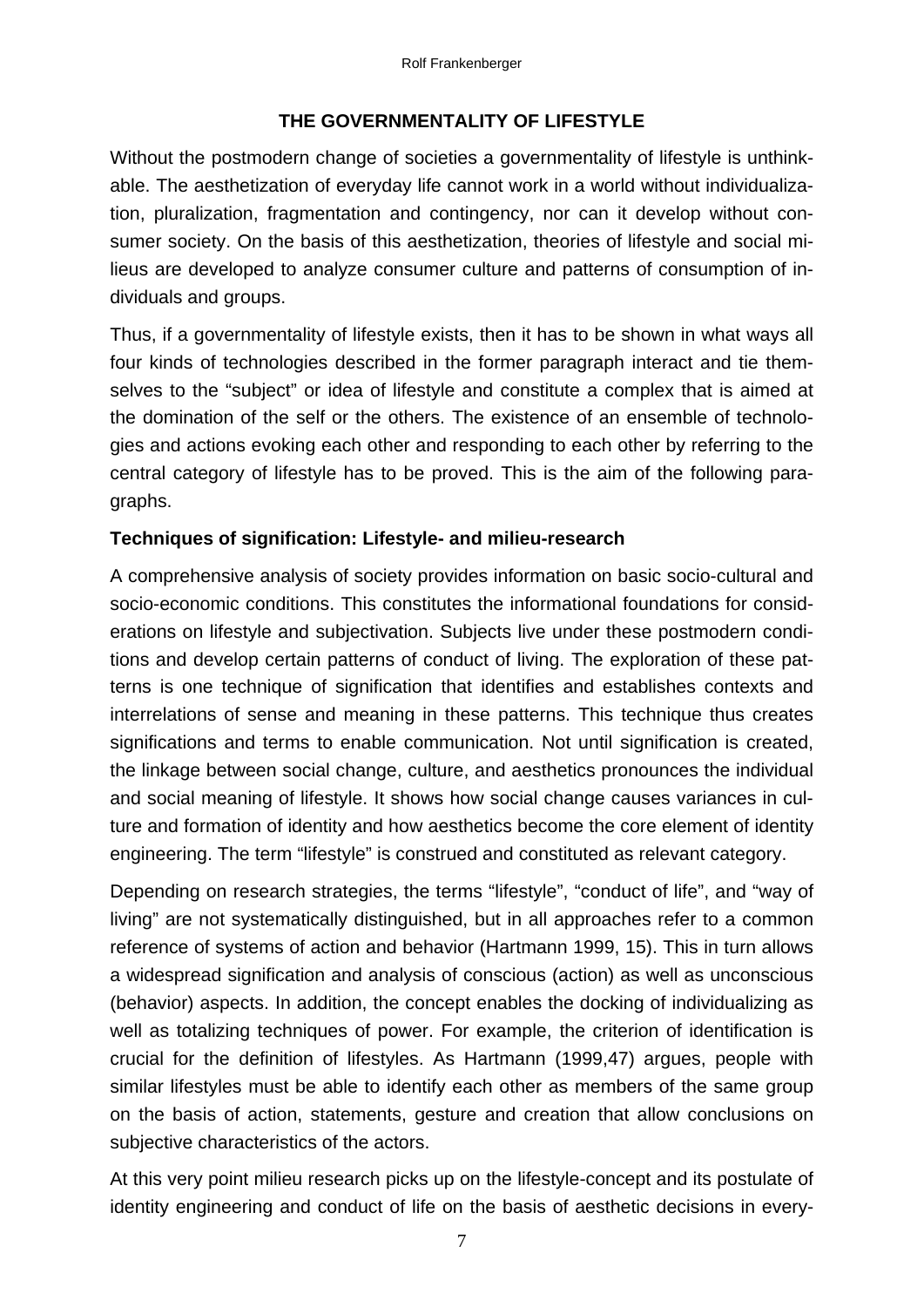## THE GOVERNMENTALITY OF LIFESTYLE

Without the postmodern change of societies a governmentality of lifestyle is unthinkable. The aesthetization of everyday life cannot work in a world without individualization, pluralization, fragmentation and contingency, nor can it develop without consumer society. On the basis of this aesthetization, theories of lifestyle and social milieus are developed to analyze consumer culture and patterns of consumption of individuals and groups.

Thus, if a governmentality of lifestyle exists, then it has to be shown in what ways all four kinds of technologies described in the former paragraph interact and tie themselves to the "subject" or idea of lifestyle and constitute a complex that is aimed at the domination of the self or the others. The existence of an ensemble of technologies and actions evoking each other and responding to each other by referring to the central category of lifestyle has to be proved. This is the aim of the following paragraphs.

### Techniques of signification: Lifestyle- and milieu-research

A comprehensive analysis of society provides information on basic socio-cultural and socio-economic conditions. This constitutes the informational foundations for considerations on lifestyle and subjectivation. Subjects live under these postmodern conditions and develop certain patterns of conduct of living. The exploration of these patterns is one technique of signification that identifies and establishes contexts and interrelations of sense and meaning in these patterns. This technique thus creates significations and terms to enable communication. Not until signification is created, the linkage between social change, culture, and aesthetics pronounces the individual and social meaning of lifestyle. It shows how social change causes variances in culture and formation of identity and how aesthetics become the core element of identity engineering. The term "lifestyle" is construed and constituted as relevant category.

Depending on research strategies, the terms "lifestyle", "conduct of life", and "way of living" are not systematically distinguished, but in all approaches refer to a common reference of systems of action and behavior (Hartmann 1999, 15). This in turn allows a widespread signification and analysis of conscious (action) as well as unconscious (behavior) aspects. In addition, the concept enables the docking of individualizing as well as totalizing techniques of power. For example, the criterion of identification is crucial for the definition of lifestyles. As Hartmann (1999,47) argues, people with similar lifestyles must be able to identify each other as members of the same group on the basis of action, statements, gesture and creation that allow conclusions on subjective characteristics of the actors.

At this very point milieu research picks up on the lifestyle-concept and its postulate of identity engineering and conduct of life on the basis of aesthetic decisions in every-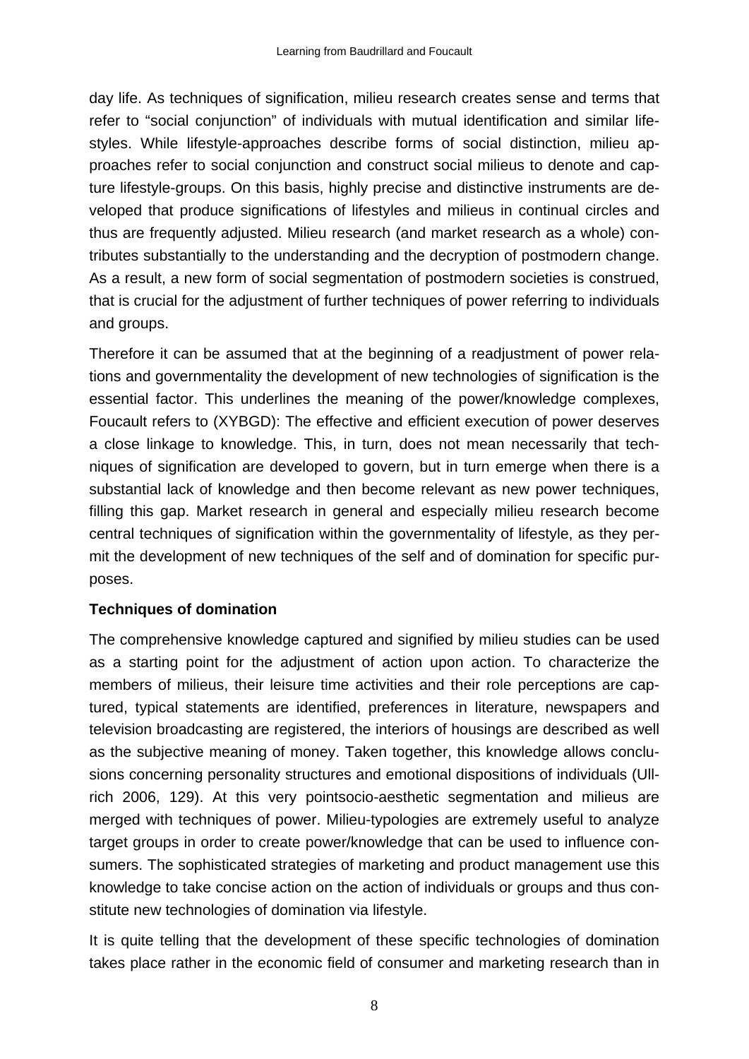day life. As techniques of signification, milieu research creates sense and terms that refer to "social conjunction" of individuals with mutual identification and similar lifestyles. While lifestyle-approaches describe forms of social distinction, milieu approaches refer to social conjunction and construct social milieus to denote and capture lifestyle-groups. On this basis, highly precise and distinctive instruments are developed that produce significations of lifestyles and milieus in continual circles and thus are frequently adjusted. Milieu research (and market research as a whole) contributes substantially to the understanding and the decryption of postmodern change. As a result, a new form of social segmentation of postmodern societies is construed, that is crucial for the adjustment of further techniques of power referring to individuals and groups.

Therefore it can be assumed that at the beginning of a readjustment of power relations and governmentality the development of new technologies of signification is the essential factor. This underlines the meaning of the power/knowledge complexes, Foucault refers to (XYBGD): The effective and efficient execution of power deserves a close linkage to knowledge. This, in turn, does not mean necessarily that techniques of signification are developed to govern, but in turn emerge when there is a substantial lack of knowledge and then become relevant as new power techniques, filling this gap. Market research in general and especially milieu research become central techniques of signification within the governmentality of lifestyle, as they permit the development of new techniques of the self and of domination for specific purposes.

**Techniques of domination**

The comprehensive knowledge captured and signified by milieu studies can be used as a starting point for the adjustment of action upon action. To characterize the members of milieus, their leisure time activities and their role perceptions are captured, typical statements are identified, preferences in literature, newspapers and television broadcasting are registered, the interiors of housings are described as well as the subjective meaning of money. Taken together, this knowledge allows conclusions concerning personality structures and emotional dispositions of individuals (Ullrich 2006, 129). At this very pointsocio-aesthetic segmentation and milieus are merged with techniques of power. Milieu-typologies are extremely useful to analyze target groups in order to create power/knowledge that can be used to influence consumers. The sophisticated strategies of marketing and product management use this knowledge to take concise action on the action of individuals or groups and thus constitute new technologies of domination via lifestyle.

It is quite telling that the development of these specific technologies of domination takes place rather in the economic field of consumer and marketing research than in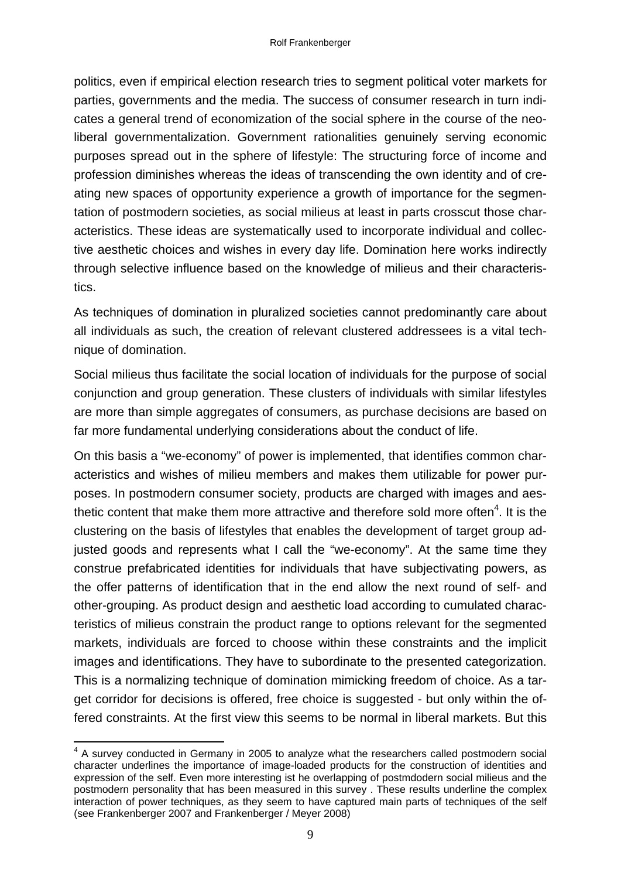politics, even if empirical election research tries to segment political voter markets for parties, governments and the media. The success of consumer research in turn indicates a general trend of economization of the social sphere in the course of the neoliberal governmentalization. Government rationalities genuinely serving economic purposes spread out in the sphere of lifestyle: The structuring force of income and profession diminishes whereas the ideas of transcending the own identity and of creating new spaces of opportunity experience a growth of importance for the segmentation of postmodern societies, as social milieus at least in parts crosscut those characteristics. These ideas are systematically used to incorporate individual and collective aesthetic choices and wishes in every day life. Domination here works indirectly through selective influence based on the knowledge of milieus and their characteristics.

As techniques of domination in pluralized societies cannot predominantly care about all individuals as such, the creation of relevant clustered addressees is a vital technique of domination.

Social milieus thus facilitate the social location of individuals for the purpose of social conjunction and group generation. These clusters of individuals with similar lifestyles are more than simple aggregates of consumers, as purchase decisions are based on far more fundamental underlying considerations about the conduct of life.

On this basis a "we-economy" of power is implemented, that identifies common characteristics and wishes of milieu members and makes them utilizable for power purposes. In postmodern consumer society, products are charged with images and aesthetic content that make them more attractive and therefore sold more often[4]. It is the clustering on the basis of lifestyles that enables the development of target group adjusted goods and represents what I call the "we-economy". At the same time they construe prefabricated identities for individuals that have subjectivating powers, as the offer patterns of identification that in the end allow the next round of self- and other-grouping. As product design and aesthetic load according to cumulated characteristics of milieus constrain the product range to options relevant for the segmented markets, individuals are forced to choose within these constraints and the implicit images and identifications. They have to subordinate to the presented categorization. This is a normalizing technique of domination mimicking freedom of choice. As a target corridor for decisions is offered, free choice is suggested - but only within the offered constraints. At the first view this seems to be normal in liberal markets. But this

[4] A survey conducted in Germany in 2005 to analyze what the researchers called postmodern social character underlines the importance of image-loaded products for the construction of identities and expression of the self. Even more interesting ist he overlapping of postmdodern social milieus and the postmodern personality that has been measured in this survey . These results underline the complex interaction of power techniques, as they seem to have captured main parts of techniques of the self (see Frankenberger 2007 and Frankenberger / Meyer 2008)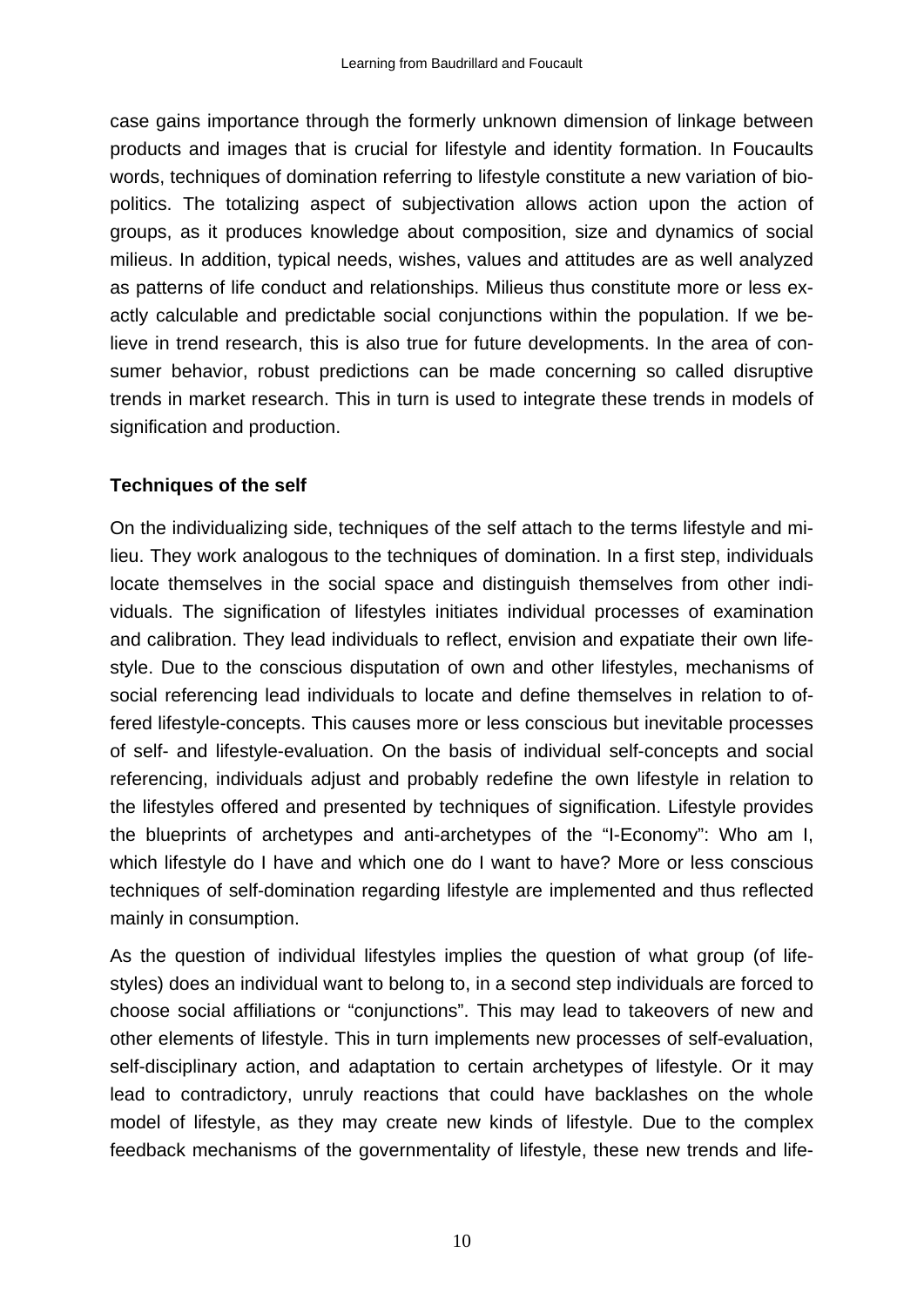case gains importance through the formerly unknown dimension of linkage between products and images that is crucial for lifestyle and identity formation. In Foucaults words, techniques of domination referring to lifestyle constitute a new variation of bio-politics. The totalizing aspect of subjectivation allows action upon the action of groups, as it produces knowledge about composition, size and dynamics of social milieus. In addition, typical needs, wishes, values and attitudes are as well analyzed as patterns of life conduct and relationships. Milieus thus constitute more or less exactly calculable and predictable social conjunctions within the population. If we believe in trend research, this is also true for future developments. In the area of consumer behavior, robust predictions can be made concerning so called disruptive trends in market research. This in turn is used to integrate these trends in models of signification and production.

**Techniques of the self**

On the individualizing side, techniques of the self attach to the terms lifestyle and milieu. They work analogous to the techniques of domination. In a first step, individuals locate themselves in the social space and distinguish themselves from other individuals. The signification of lifestyles initiates individual processes of examination and calibration. They lead individuals to reflect, envision and expatiate their own lifestyle. Due to the conscious disputation of own and other lifestyles, mechanisms of social referencing lead individuals to locate and define themselves in relation to offered lifestyle-concepts. This causes more or less conscious but inevitable processes of self- and lifestyle-evaluation. On the basis of individual self-concepts and social referencing, individuals adjust and probably redefine the own lifestyle in relation to the lifestyles offered and presented by techniques of signification. Lifestyle provides the blueprints of archetypes and anti-archetypes of the "I-Economy": Who am I, which lifestyle do I have and which one do I want to have? More or less conscious techniques of self-domination regarding lifestyle are implemented and thus reflected mainly in consumption.

As the question of individual lifestyles implies the question of what group (of lifestyles) does an individual want to belong to, in a second step individuals are forced to choose social affiliations or "conjunctions". This may lead to takeovers of new and other elements of lifestyle. This in turn implements new processes of self-evaluation, self-disciplinary action, and adaptation to certain archetypes of lifestyle. Or it may lead to contradictory, unruly reactions that could have backlashes on the whole model of lifestyle, as they may create new kinds of lifestyle. Due to the complex feedback mechanisms of the governmentality of lifestyle, these new trends and life-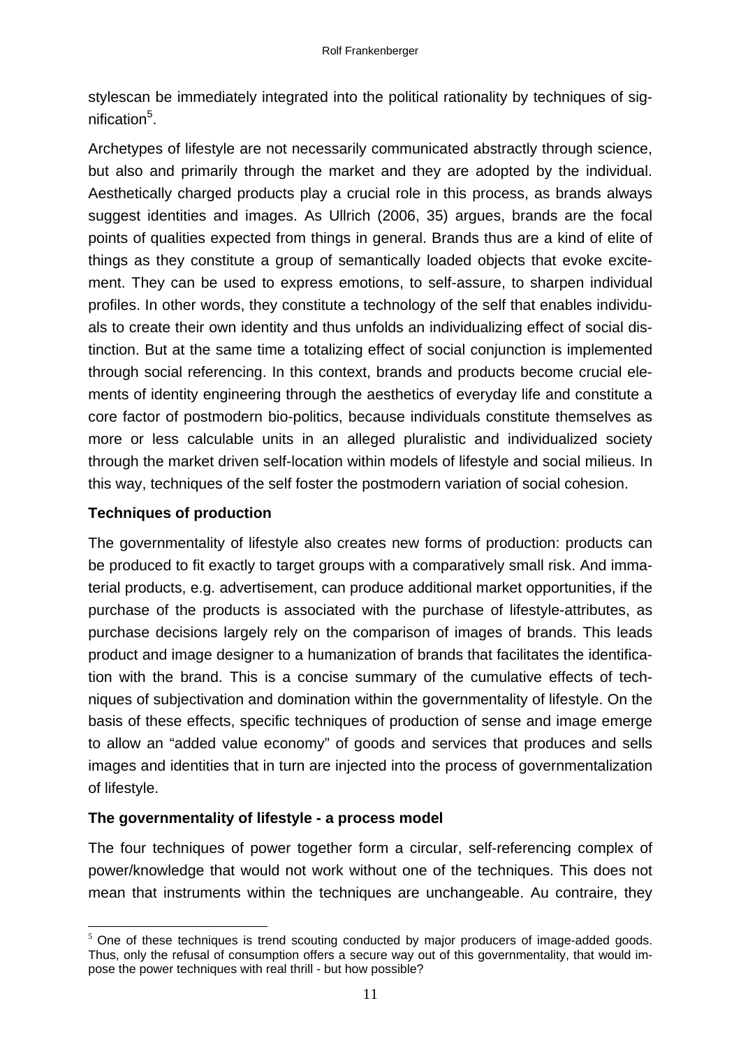stylescan be immediately integrated into the political rationality by techniques of signification[5].

Archetypes of lifestyle are not necessarily communicated abstractly through science, but also and primarily through the market and they are adopted by the individual. Aesthetically charged products play a crucial role in this process, as brands always suggest identities and images. As Ullrich (2006, 35) argues, brands are the focal points of qualities expected from things in general. Brands thus are a kind of elite of things as they constitute a group of semantically loaded objects that evoke excitement. They can be used to express emotions, to self-assure, to sharpen individual profiles. In other words, they constitute a technology of the self that enables individuals to create their own identity and thus unfolds an individualizing effect of social distinction. But at the same time a totalizing effect of social conjunction is implemented through social referencing. In this context, brands and products become crucial elements of identity engineering through the aesthetics of everyday life and constitute a core factor of postmodern bio-politics, because individuals constitute themselves as more or less calculable units in an alleged pluralistic and individualized society through the market driven self-location within models of lifestyle and social milieus. In this way, techniques of the self foster the postmodern variation of social cohesion.

**Techniques of production**

The governmentality of lifestyle also creates new forms of production: products can be produced to fit exactly to target groups with a comparatively small risk. And immaterial products, e.g. advertisement, can produce additional market opportunities, if the purchase of the products is associated with the purchase of lifestyle-attributes, as purchase decisions largely rely on the comparison of images of brands. This leads product and image designer to a humanization of brands that facilitates the identification with the brand. This is a concise summary of the cumulative effects of techniques of subjectivation and domination within the governmentality of lifestyle. On the basis of these effects, specific techniques of production of sense and image emerge to allow an "added value economy" of goods and services that produces and sells images and identities that in turn are injected into the process of governmentalization of lifestyle.

**The governmentality of lifestyle - a process model**

The four techniques of power together form a circular, self-referencing complex of power/knowledge that would not work without one of the techniques. This does not mean that instruments within the techniques are unchangeable. Au contraire, they

---

[5] One of these techniques is trend scouting conducted by major producers of image-added goods. Thus, only the refusal of consumption offers a secure way out of this governmentality, that would impose the power techniques with real thrill - but how possible?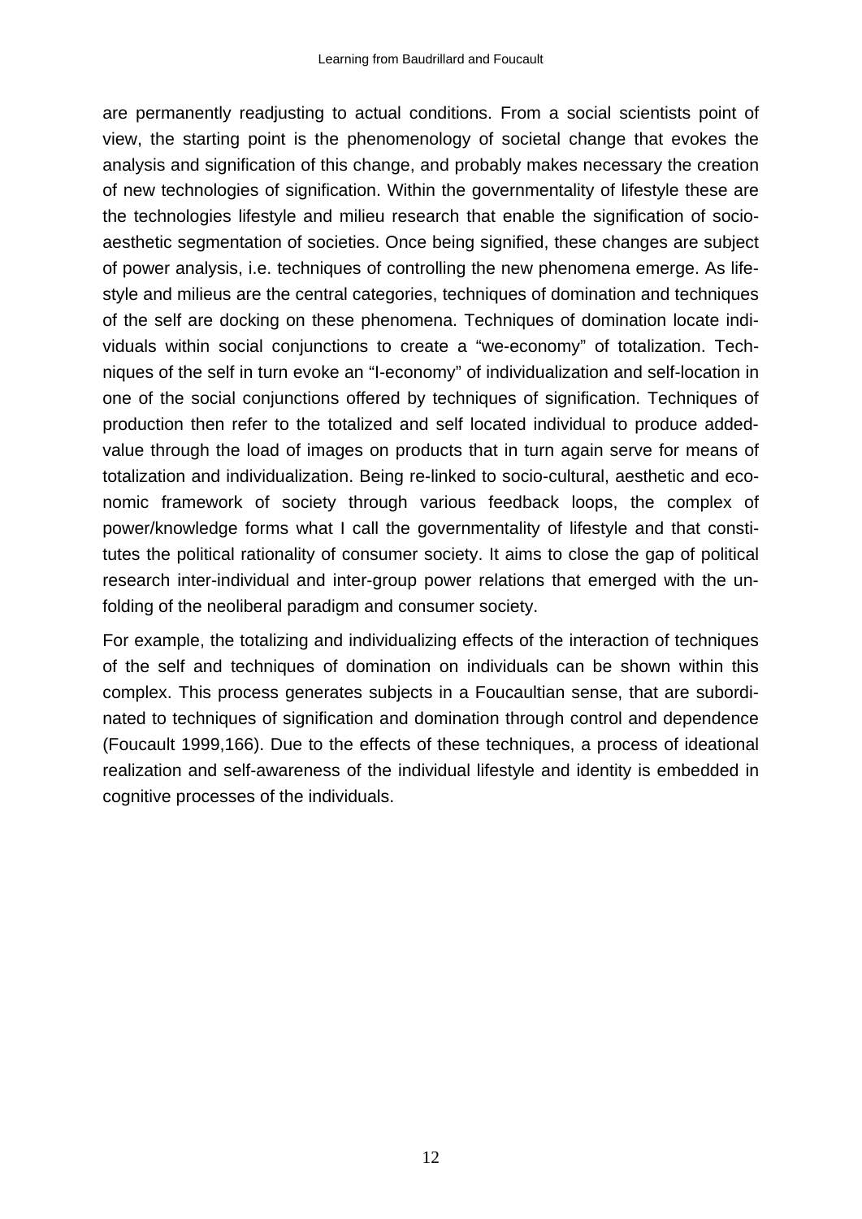are permanently readjusting to actual conditions. From a social scientists point of view, the starting point is the phenomenology of societal change that evokes the analysis and signification of this change, and probably makes necessary the creation of new technologies of signification. Within the governmentality of lifestyle these are the technologies lifestyle and milieu research that enable the signification of socio-aesthetic segmentation of societies. Once being signified, these changes are subject of power analysis, i.e. techniques of controlling the new phenomena emerge. As life-style and milieus are the central categories, techniques of domination and techniques of the self are docking on these phenomena. Techniques of domination locate individuals within social conjunctions to create a "we-economy" of totalization. Techniques of the self in turn evoke an "I-economy" of individualization and self-location in one of the social conjunctions offered by techniques of signification. Techniques of production then refer to the totalized and self located individual to produce added-value through the load of images on products that in turn again serve for means of totalization and individualization. Being re-linked to socio-cultural, aesthetic and economic framework of society through various feedback loops, the complex of power/knowledge forms what I call the governmentality of lifestyle and that constitutes the political rationality of consumer society. It aims to close the gap of political research inter-individual and inter-group power relations that emerged with the unfolding of the neoliberal paradigm and consumer society.

For example, the totalizing and individualizing effects of the interaction of techniques of the self and techniques of domination on individuals can be shown within this complex. This process generates subjects in a Foucaultian sense, that are subordinated to techniques of signification and domination through control and dependence (Foucault 1999,166). Due to the effects of these techniques, a process of ideational realization and self-awareness of the individual lifestyle and identity is embedded in cognitive processes of the individuals.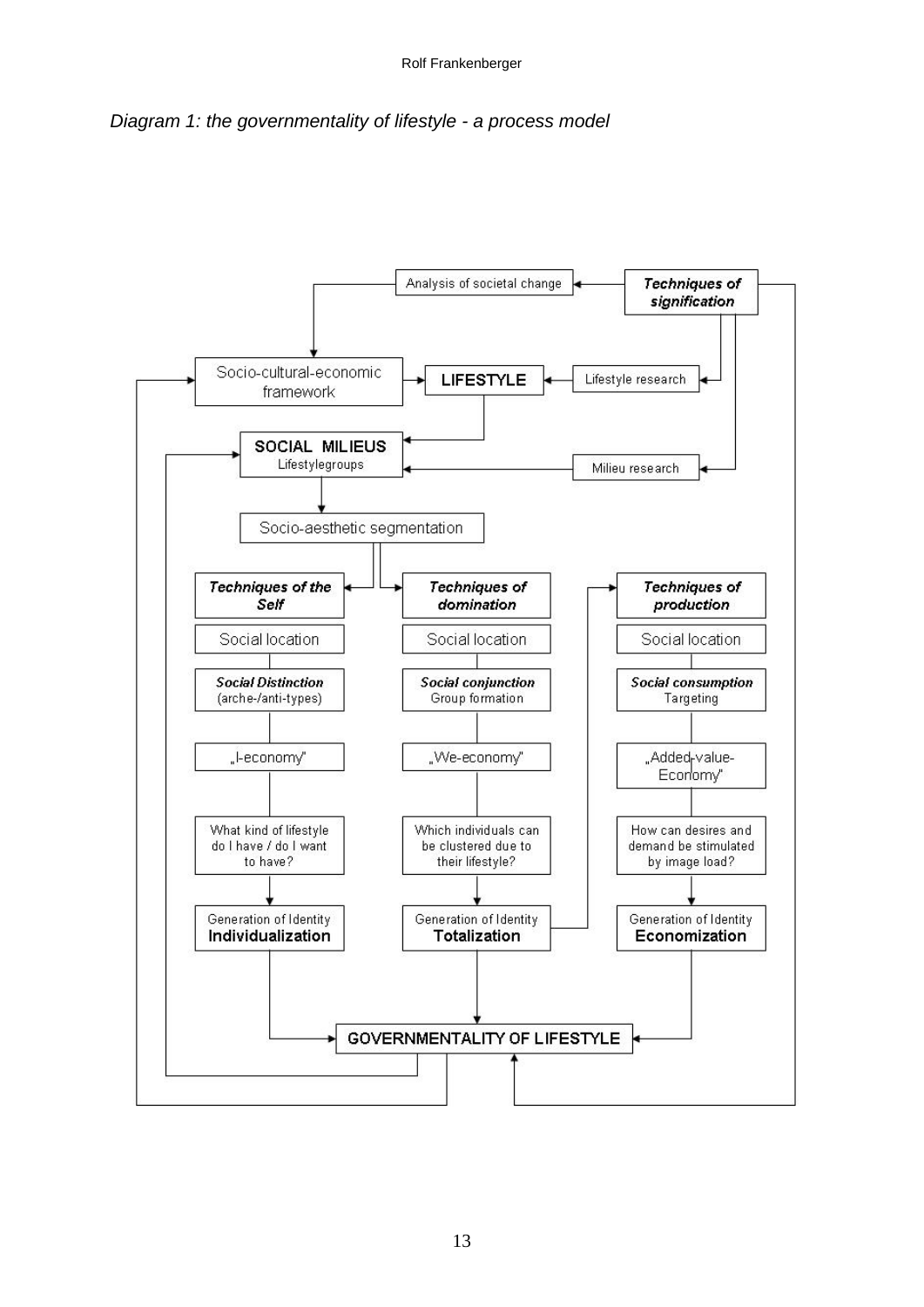*Diagram 1: the governmentality of lifestyle - a process model*

**Techniques of signification**

Analysis of societal change

Lifestyle research

Milieu research

Socio-cultural-economic framework

LIFESTYLE

SOCIAL MILIEUS
Lifestylegroups

Socio-aesthetic segmentation

| ***Techniques of the Self*** | ***Techniques of domination*** | ***Techniques of production*** |
| --- | --- | --- |
| Social location | Social location | Social location |
| ***Social Distinction*** (arche-/anti-types) | ***Social conjunction*** Group formation | ***Social consumption*** Targeting |
| „I-economy" | „We-economy" | „Added-value-Economy" |
| What kind of lifestyle do I have / do I want to have? | Which individuals can be clustered due to their lifestyle? | How can desires and demand be stimulated by image load? |
| Generation of Identity **Individualization** | Generation of Identity **Totalization** | Generation of Identity **Economization** |

GOVERNMENTALITY OF LIFESTYLE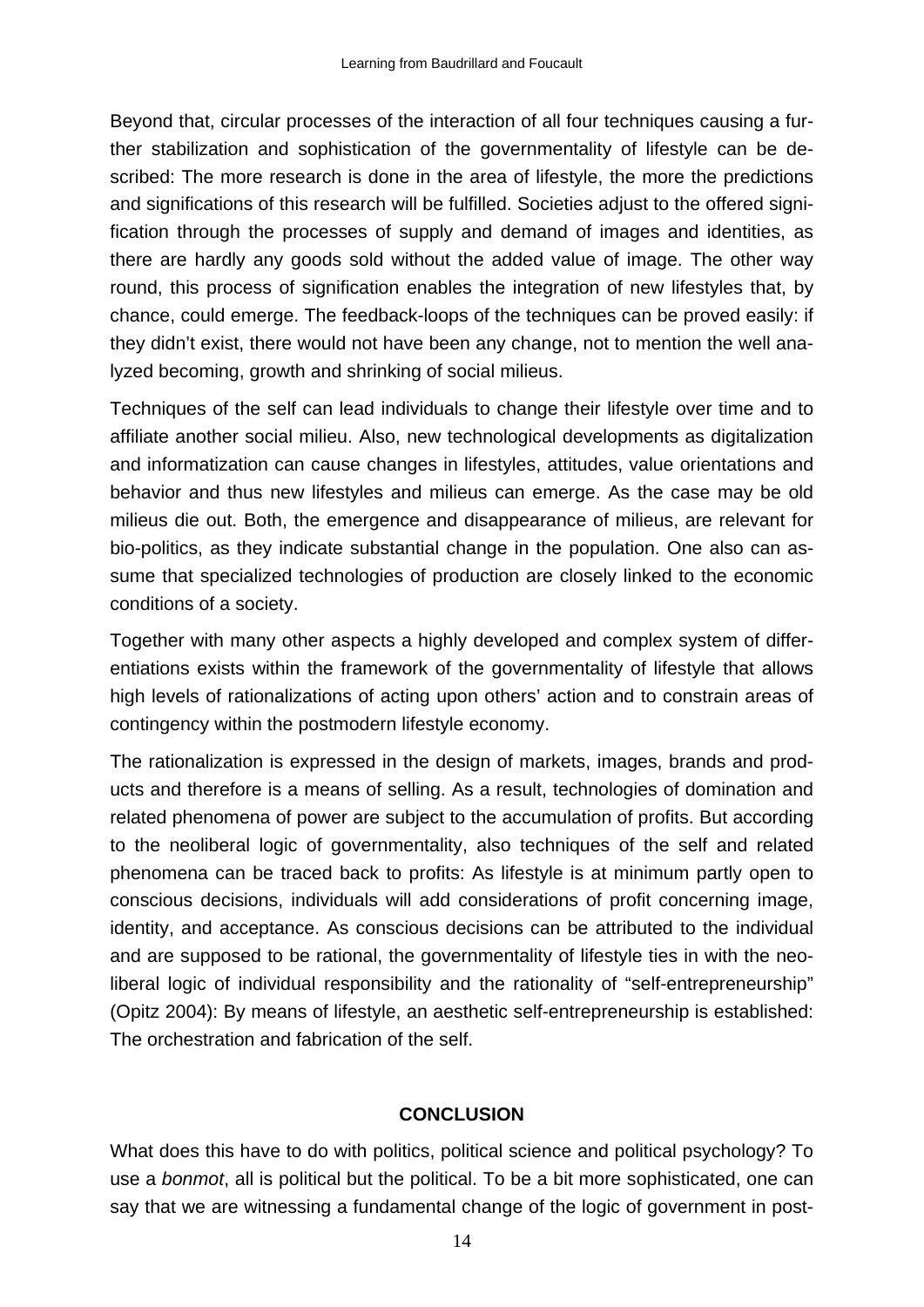Beyond that, circular processes of the interaction of all four techniques causing a further stabilization and sophistication of the governmentality of lifestyle can be described: The more research is done in the area of lifestyle, the more the predictions and significations of this research will be fulfilled. Societies adjust to the offered signification through the processes of supply and demand of images and identities, as there are hardly any goods sold without the added value of image. The other way round, this process of signification enables the integration of new lifestyles that, by chance, could emerge. The feedback-loops of the techniques can be proved easily: if they didn't exist, there would not have been any change, not to mention the well analyzed becoming, growth and shrinking of social milieus.

Techniques of the self can lead individuals to change their lifestyle over time and to affiliate another social milieu. Also, new technological developments as digitalization and informatization can cause changes in lifestyles, attitudes, value orientations and behavior and thus new lifestyles and milieus can emerge. As the case may be old milieus die out. Both, the emergence and disappearance of milieus, are relevant for bio-politics, as they indicate substantial change in the population. One also can assume that specialized technologies of production are closely linked to the economic conditions of a society.

Together with many other aspects a highly developed and complex system of differentiations exists within the framework of the governmentality of lifestyle that allows high levels of rationalizations of acting upon others' action and to constrain areas of contingency within the postmodern lifestyle economy.

The rationalization is expressed in the design of markets, images, brands and products and therefore is a means of selling. As a result, technologies of domination and related phenomena of power are subject to the accumulation of profits. But according to the neoliberal logic of governmentality, also techniques of the self and related phenomena can be traced back to profits: As lifestyle is at minimum partly open to conscious decisions, individuals will add considerations of profit concerning image, identity, and acceptance. As conscious decisions can be attributed to the individual and are supposed to be rational, the governmentality of lifestyle ties in with the neoliberal logic of individual responsibility and the rationality of "self-entrepreneurship" (Opitz 2004): By means of lifestyle, an aesthetic self-entrepreneurship is established: The orchestration and fabrication of the self.

## CONCLUSION

What does this have to do with politics, political science and political psychology? To use a *bonmot*, all is political but the political. To be a bit more sophisticated, one can say that we are witnessing a fundamental change of the logic of government in post-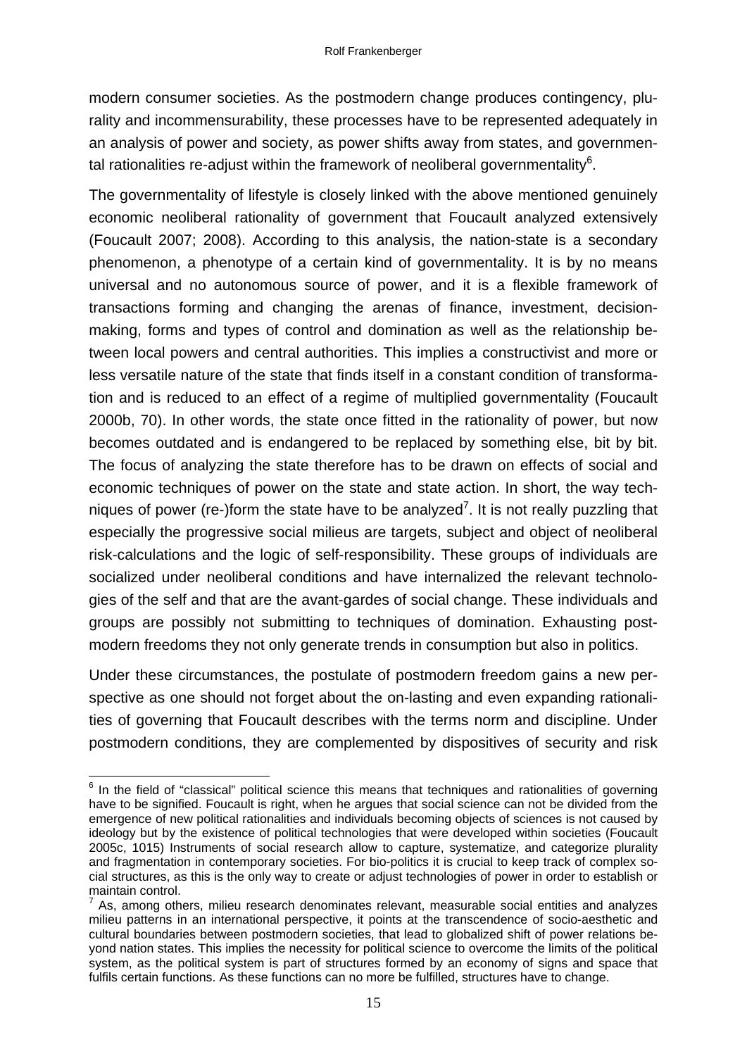modern consumer societies. As the postmodern change produces contingency, plurality and incommensurability, these processes have to be represented adequately in an analysis of power and society, as power shifts away from states, and governmental rationalities re-adjust within the framework of neoliberal governmentality[6].

The governmentality of lifestyle is closely linked with the above mentioned genuinely economic neoliberal rationality of government that Foucault analyzed extensively (Foucault 2007; 2008). According to this analysis, the nation-state is a secondary phenomenon, a phenotype of a certain kind of governmentality. It is by no means universal and no autonomous source of power, and it is a flexible framework of transactions forming and changing the arenas of finance, investment, decision-making, forms and types of control and domination as well as the relationship between local powers and central authorities. This implies a constructivist and more or less versatile nature of the state that finds itself in a constant condition of transformation and is reduced to an effect of a regime of multiplied governmentality (Foucault 2000b, 70). In other words, the state once fitted in the rationality of power, but now becomes outdated and is endangered to be replaced by something else, bit by bit. The focus of analyzing the state therefore has to be drawn on effects of social and economic techniques of power on the state and state action. In short, the way techniques of power (re-)form the state have to be analyzed[7]. It is not really puzzling that especially the progressive social milieus are targets, subject and object of neoliberal risk-calculations and the logic of self-responsibility. These groups of individuals are socialized under neoliberal conditions and have internalized the relevant technologies of the self and that are the avant-gardes of social change. These individuals and groups are possibly not submitting to techniques of domination. Exhausting postmodern freedoms they not only generate trends in consumption but also in politics.

Under these circumstances, the postulate of postmodern freedom gains a new perspective as one should not forget about the on-lasting and even expanding rationalities of governing that Foucault describes with the terms norm and discipline. Under postmodern conditions, they are complemented by dispositives of security and risk

---

[6] In the field of "classical" political science this means that techniques and rationalities of governing have to be signified. Foucault is right, when he argues that social science can not be divided from the emergence of new political rationalities and individuals becoming objects of sciences is not caused by ideology but by the existence of political technologies that were developed within societies (Foucault 2005c, 1015) Instruments of social research allow to capture, systematize, and categorize plurality and fragmentation in contemporary societies. For bio-politics it is crucial to keep track of complex social structures, as this is the only way to create or adjust technologies of power in order to establish or maintain control.

[7] As, among others, milieu research denominates relevant, measurable social entities and analyzes milieu patterns in an international perspective, it points at the transcendence of socio-aesthetic and cultural boundaries between postmodern societies, that lead to globalized shift of power relations beyond nation states. This implies the necessity for political science to overcome the limits of the political system, as the political system is part of structures formed by an economy of signs and space that fulfils certain functions. As these functions can no more be fulfilled, structures have to change.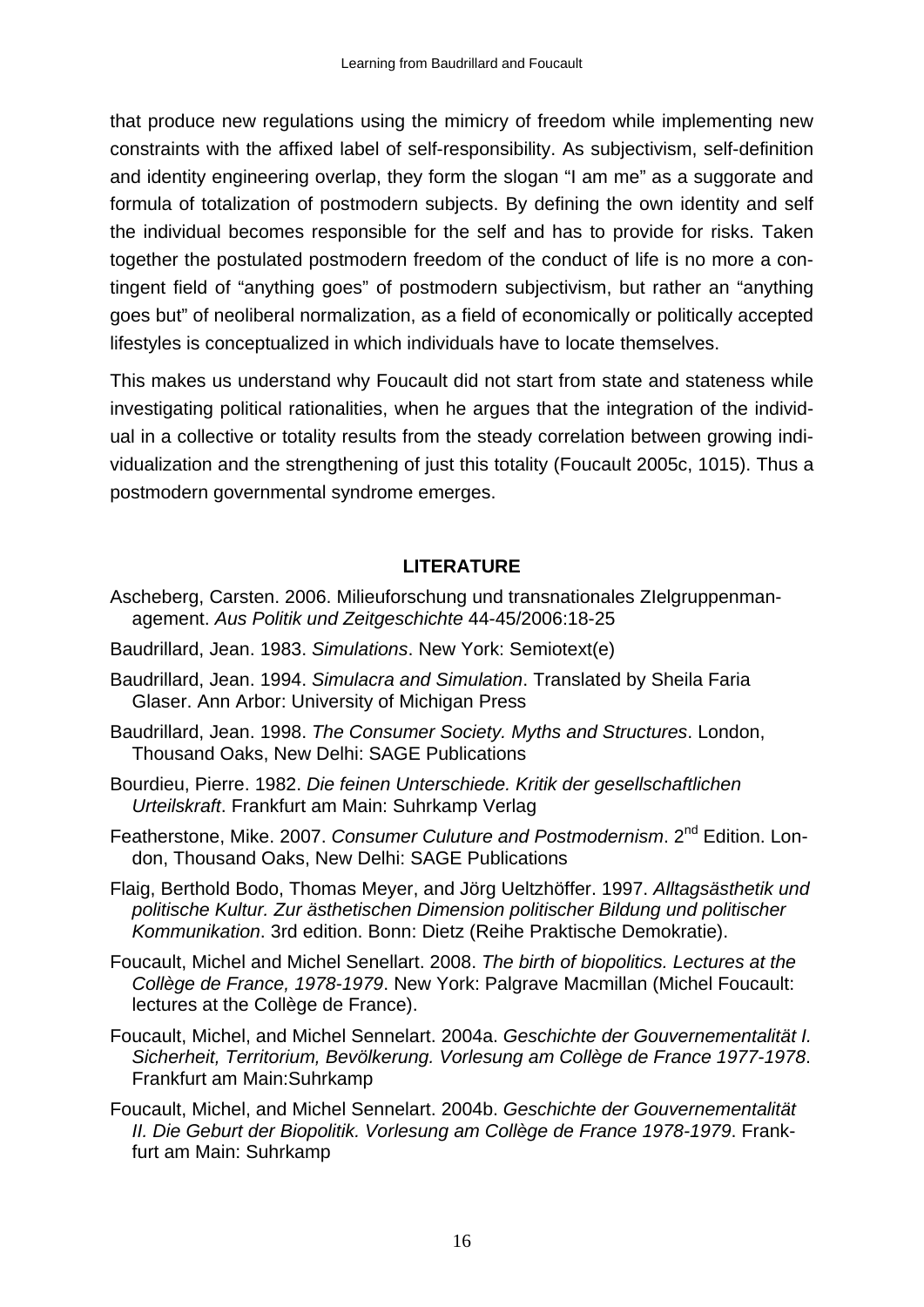that produce new regulations using the mimicry of freedom while implementing new constraints with the affixed label of self-responsibility. As subjectivism, self-definition and identity engineering overlap, they form the slogan "I am me" as a suggorate and formula of totalization of postmodern subjects. By defining the own identity and self the individual becomes responsible for the self and has to provide for risks. Taken together the postulated postmodern freedom of the conduct of life is no more a contingent field of "anything goes" of postmodern subjectivism, but rather an "anything goes but" of neoliberal normalization, as a field of economically or politically accepted lifestyles is conceptualized in which individuals have to locate themselves.

This makes us understand why Foucault did not start from state and stateness while investigating political rationalities, when he argues that the integration of the individual in a collective or totality results from the steady correlation between growing individualization and the strengthening of just this totality (Foucault 2005c, 1015). Thus a postmodern governmental syndrome emerges.

## LITERATURE

Ascheberg, Carsten. 2006. Milieuforschung und transnationales ZIelgruppenmanagement. *Aus Politik und Zeitgeschichte* 44-45/2006:18-25

Baudrillard, Jean. 1983. *Simulations*. New York: Semiotext(e)

Baudrillard, Jean. 1994. *Simulacra and Simulation*. Translated by Sheila Faria Glaser. Ann Arbor: University of Michigan Press

Baudrillard, Jean. 1998. *The Consumer Society. Myths and Structures*. London, Thousand Oaks, New Delhi: SAGE Publications

Bourdieu, Pierre. 1982. *Die feinen Unterschiede. Kritik der gesellschaftlichen Urteilskraft*. Frankfurt am Main: Suhrkamp Verlag

Featherstone, Mike. 2007. *Consumer Culuture and Postmodernism*. 2nd Edition. London, Thousand Oaks, New Delhi: SAGE Publications

Flaig, Berthold Bodo, Thomas Meyer, and Jörg Ueltzhöffer. 1997. *Alltagsästhetik und politische Kultur. Zur ästhetischen Dimension politischer Bildung und politischer Kommunikation*. 3rd edition. Bonn: Dietz (Reihe Praktische Demokratie).

Foucault, Michel and Michel Senellart. 2008. *The birth of biopolitics. Lectures at the Collège de France, 1978-1979*. New York: Palgrave Macmillan (Michel Foucault: lectures at the Collège de France).

Foucault, Michel, and Michel Sennelart. 2004a. *Geschichte der Gouvernementalität I. Sicherheit, Territorium, Bevölkerung. Vorlesung am Collège de France 1977-1978*. Frankfurt am Main:Suhrkamp

Foucault, Michel, and Michel Sennelart. 2004b. *Geschichte der Gouvernementalität II. Die Geburt der Biopolitik. Vorlesung am Collège de France 1978-1979*. Frankfurt am Main: Suhrkamp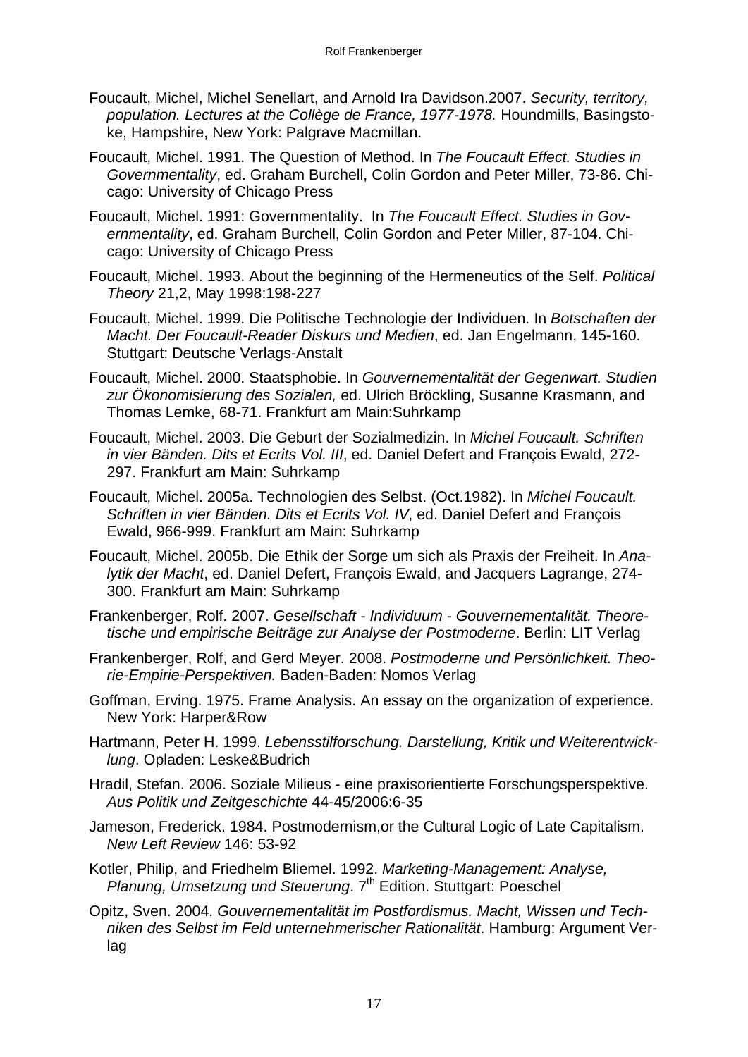Foucault, Michel, Michel Senellart, and Arnold Ira Davidson.2007. *Security, territory, population. Lectures at the Collège de France, 1977-1978.* Houndmills, Basingstoke, Hampshire, New York: Palgrave Macmillan.

Foucault, Michel. 1991. The Question of Method. In *The Foucault Effect. Studies in Governmentality*, ed. Graham Burchell, Colin Gordon and Peter Miller, 73-86. Chicago: University of Chicago Press

Foucault, Michel. 1991: Governmentality. In *The Foucault Effect. Studies in Governmentality*, ed. Graham Burchell, Colin Gordon and Peter Miller, 87-104. Chicago: University of Chicago Press

Foucault, Michel. 1993. About the beginning of the Hermeneutics of the Self. *Political Theory* 21,2, May 1998:198-227

Foucault, Michel. 1999. Die Politische Technologie der Individuen. In *Botschaften der Macht. Der Foucault-Reader Diskurs und Medien*, ed. Jan Engelmann, 145-160. Stuttgart: Deutsche Verlags-Anstalt

Foucault, Michel. 2000. Staatsphobie. In *Gouvernementalität der Gegenwart. Studien zur Ökonomisierung des Sozialen,* ed. Ulrich Bröckling, Susanne Krasmann, and Thomas Lemke, 68-71. Frankfurt am Main:Suhrkamp

Foucault, Michel. 2003. Die Geburt der Sozialmedizin. In *Michel Foucault. Schriften in vier Bänden. Dits et Ecrits Vol. III*, ed. Daniel Defert and François Ewald, 272-297. Frankfurt am Main: Suhrkamp

Foucault, Michel. 2005a. Technologien des Selbst. (Oct.1982). In *Michel Foucault. Schriften in vier Bänden. Dits et Ecrits Vol. IV*, ed. Daniel Defert and François Ewald, 966-999. Frankfurt am Main: Suhrkamp

Foucault, Michel. 2005b. Die Ethik der Sorge um sich als Praxis der Freiheit. In *Analytik der Macht*, ed. Daniel Defert, François Ewald, and Jacquers Lagrange, 274-300. Frankfurt am Main: Suhrkamp

Frankenberger, Rolf. 2007. *Gesellschaft - Individuum - Gouvernementalität. Theoretische und empirische Beiträge zur Analyse der Postmoderne*. Berlin: LIT Verlag

Frankenberger, Rolf, and Gerd Meyer. 2008. *Postmoderne und Persönlichkeit. Theorie-Empirie-Perspektiven.* Baden-Baden: Nomos Verlag

Goffman, Erving. 1975. Frame Analysis. An essay on the organization of experience. New York: Harper&Row

Hartmann, Peter H. 1999. *Lebensstilforschung. Darstellung, Kritik und Weiterentwicklung*. Opladen: Leske&Budrich

Hradil, Stefan. 2006. Soziale Milieus - eine praxisorientierte Forschungsperspektive. *Aus Politik und Zeitgeschichte* 44-45/2006:6-35

Jameson, Frederick. 1984. Postmodernism,or the Cultural Logic of Late Capitalism. *New Left Review* 146: 53-92

Kotler, Philip, and Friedhelm Bliemel. 1992. *Marketing-Management: Analyse, Planung, Umsetzung und Steuerung*. 7th Edition. Stuttgart: Poeschel

Opitz, Sven. 2004. *Gouvernementalität im Postfordismus. Macht, Wissen und Techniken des Selbst im Feld unternehmerischer Rationalität*. Hamburg: Argument Verlag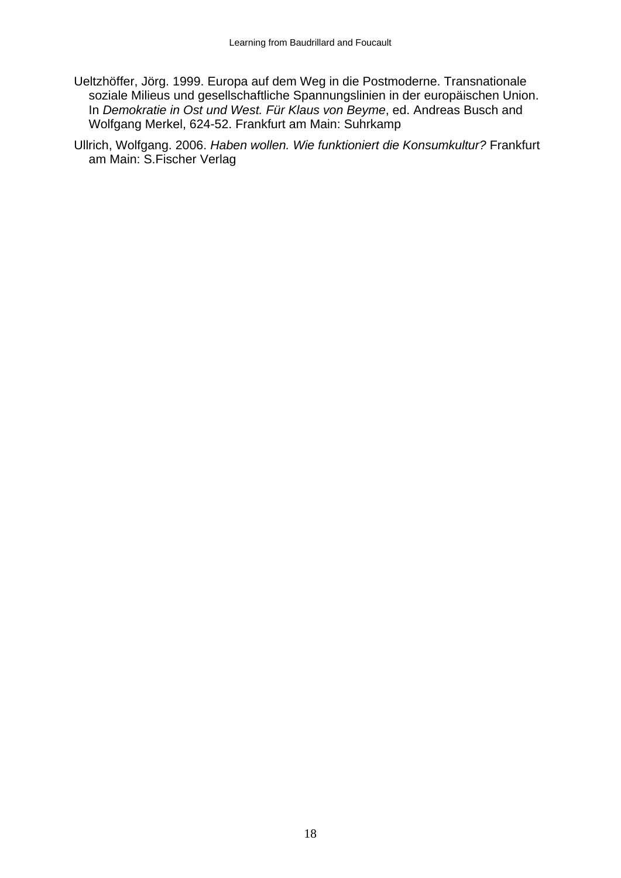Ueltzhöffer, Jörg. 1999. Europa auf dem Weg in die Postmoderne. Transnationale soziale Milieus und gesellschaftliche Spannungslinien in der europäischen Union. In *Demokratie in Ost und West. Für Klaus von Beyme*, ed. Andreas Busch and Wolfgang Merkel, 624-52. Frankfurt am Main: Suhrkamp

Ullrich, Wolfgang. 2006. *Haben wollen. Wie funktioniert die Konsumkultur?* Frankfurt am Main: S.Fischer Verlag